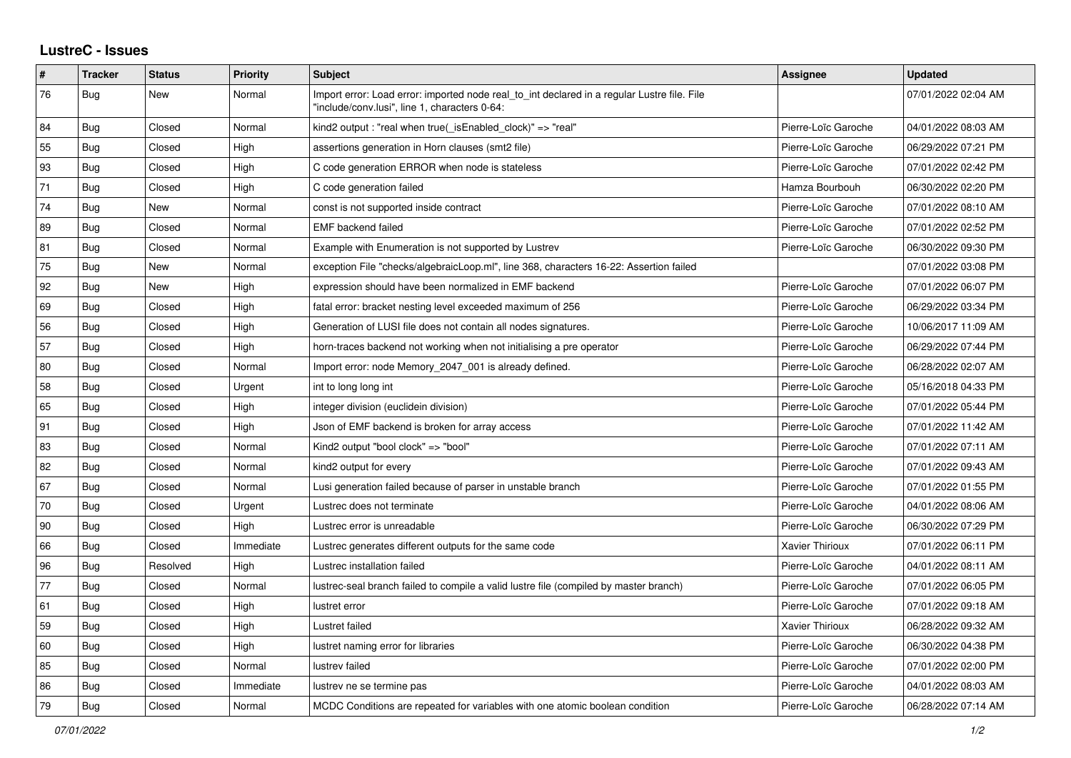# LustreC - Issues

| # | Tracker | Status | Priority | Subject | Assignee | Updated |
|---|---|---|---|---|---|---|
| 76 | Bug | New | Normal | Import error: Load error: imported node real_to_int declared in a regular Lustre file. File "include/conv.lusi", line 1, characters 0-64: | | 07/01/2022 02:04 AM |
| 84 | Bug | Closed | Normal | kind2 output : "real when true(_isEnabled_clock)" => "real" | Pierre-Loïc Garoche | 04/01/2022 08:03 AM |
| 55 | Bug | Closed | High | assertions generation in Horn clauses (smt2 file) | Pierre-Loïc Garoche | 06/29/2022 07:21 PM |
| 93 | Bug | Closed | High | C code generation ERROR when node is stateless | Pierre-Loïc Garoche | 07/01/2022 02:42 PM |
| 71 | Bug | Closed | High | C code generation failed | Hamza Bourbouh | 06/30/2022 02:20 PM |
| 74 | Bug | New | Normal | const is not supported inside contract | Pierre-Loïc Garoche | 07/01/2022 08:10 AM |
| 89 | Bug | Closed | Normal | EMF backend failed | Pierre-Loïc Garoche | 07/01/2022 02:52 PM |
| 81 | Bug | Closed | Normal | Example with Enumeration is not supported by Lustrev | Pierre-Loïc Garoche | 06/30/2022 09:30 PM |
| 75 | Bug | New | Normal | exception File "checks/algebraicLoop.ml", line 368, characters 16-22: Assertion failed | | 07/01/2022 03:08 PM |
| 92 | Bug | New | High | expression should have been normalized in EMF backend | Pierre-Loïc Garoche | 07/01/2022 06:07 PM |
| 69 | Bug | Closed | High | fatal error: bracket nesting level exceeded maximum of 256 | Pierre-Loïc Garoche | 06/29/2022 03:34 PM |
| 56 | Bug | Closed | High | Generation of LUSI file does not contain all nodes signatures. | Pierre-Loïc Garoche | 10/06/2017 11:09 AM |
| 57 | Bug | Closed | High | horn-traces backend not working when not initialising a pre operator | Pierre-Loïc Garoche | 06/29/2022 07:44 PM |
| 80 | Bug | Closed | Normal | Import error: node Memory_2047_001 is already defined. | Pierre-Loïc Garoche | 06/28/2022 02:07 AM |
| 58 | Bug | Closed | Urgent | int to long long int | Pierre-Loïc Garoche | 05/16/2018 04:33 PM |
| 65 | Bug | Closed | High | integer division (euclidein division) | Pierre-Loïc Garoche | 07/01/2022 05:44 PM |
| 91 | Bug | Closed | High | Json of EMF backend is broken for array access | Pierre-Loïc Garoche | 07/01/2022 11:42 AM |
| 83 | Bug | Closed | Normal | Kind2 output "bool clock" => "bool" | Pierre-Loïc Garoche | 07/01/2022 07:11 AM |
| 82 | Bug | Closed | Normal | kind2 output for every | Pierre-Loïc Garoche | 07/01/2022 09:43 AM |
| 67 | Bug | Closed | Normal | Lusi generation failed because of parser in unstable branch | Pierre-Loïc Garoche | 07/01/2022 01:55 PM |
| 70 | Bug | Closed | Urgent | Lustrec does not terminate | Pierre-Loïc Garoche | 04/01/2022 08:06 AM |
| 90 | Bug | Closed | High | Lustrec error is unreadable | Pierre-Loïc Garoche | 06/30/2022 07:29 PM |
| 66 | Bug | Closed | Immediate | Lustrec generates different outputs for the same code | Xavier Thirioux | 07/01/2022 06:11 PM |
| 96 | Bug | Resolved | High | Lustrec installation failed | Pierre-Loïc Garoche | 04/01/2022 08:11 AM |
| 77 | Bug | Closed | Normal | lustrec-seal branch failed to compile a valid lustre file (compiled by master branch) | Pierre-Loïc Garoche | 07/01/2022 06:05 PM |
| 61 | Bug | Closed | High | lustret error | Pierre-Loïc Garoche | 07/01/2022 09:18 AM |
| 59 | Bug | Closed | High | Lustret failed | Xavier Thirioux | 06/28/2022 09:32 AM |
| 60 | Bug | Closed | High | lustret naming error for libraries | Pierre-Loïc Garoche | 06/30/2022 04:38 PM |
| 85 | Bug | Closed | Normal | lustrev failed | Pierre-Loïc Garoche | 07/01/2022 02:00 PM |
| 86 | Bug | Closed | Immediate | lustrev ne se termine pas | Pierre-Loïc Garoche | 04/01/2022 08:03 AM |
| 79 | Bug | Closed | Normal | MCDC Conditions are repeated for variables with one atomic boolean condition | Pierre-Loïc Garoche | 06/28/2022 07:14 AM |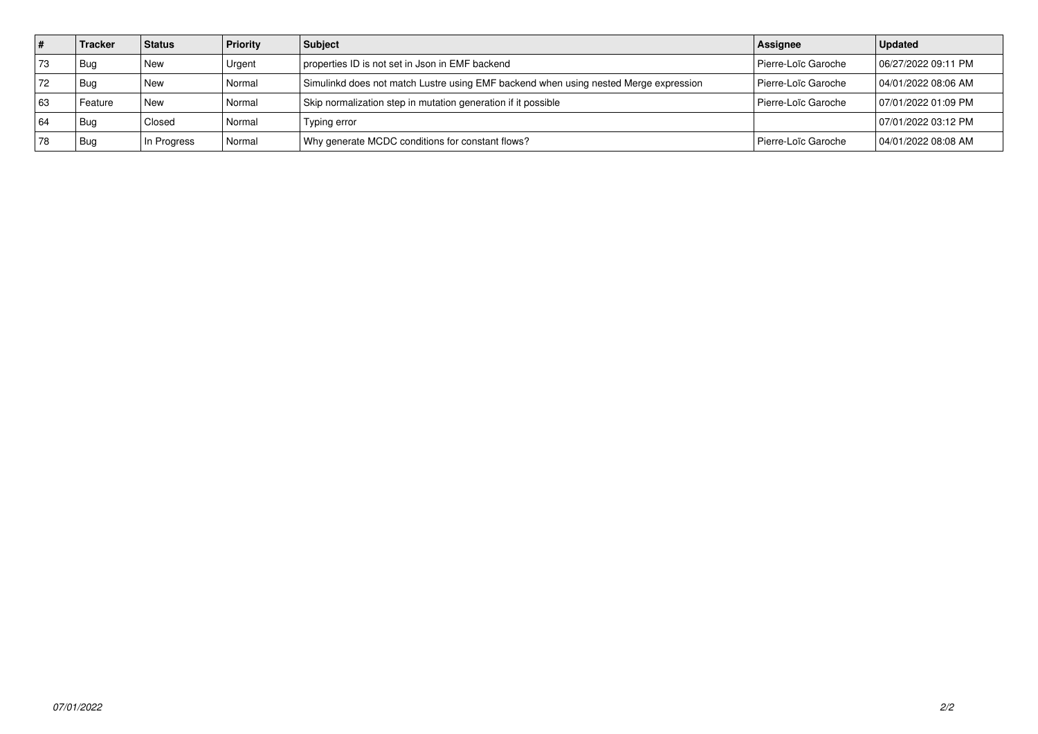| # | Tracker | Status | Priority | Subject | Assignee | Updated |
|---|---|---|---|---|---|---|
| 73 | Bug | New | Urgent | properties ID is not set in Json in EMF backend | Pierre-Loïc Garoche | 06/27/2022 09:11 PM |
| 72 | Bug | New | Normal | Simulinkd does not match Lustre using EMF backend when using nested Merge expression | Pierre-Loïc Garoche | 04/01/2022 08:06 AM |
| 63 | Feature | New | Normal | Skip normalization step in mutation generation if it possible | Pierre-Loïc Garoche | 07/01/2022 01:09 PM |
| 64 | Bug | Closed | Normal | Typing error | | 07/01/2022 03:12 PM |
| 78 | Bug | In Progress | Normal | Why generate MCDC conditions for constant flows? | Pierre-Loïc Garoche | 04/01/2022 08:08 AM |